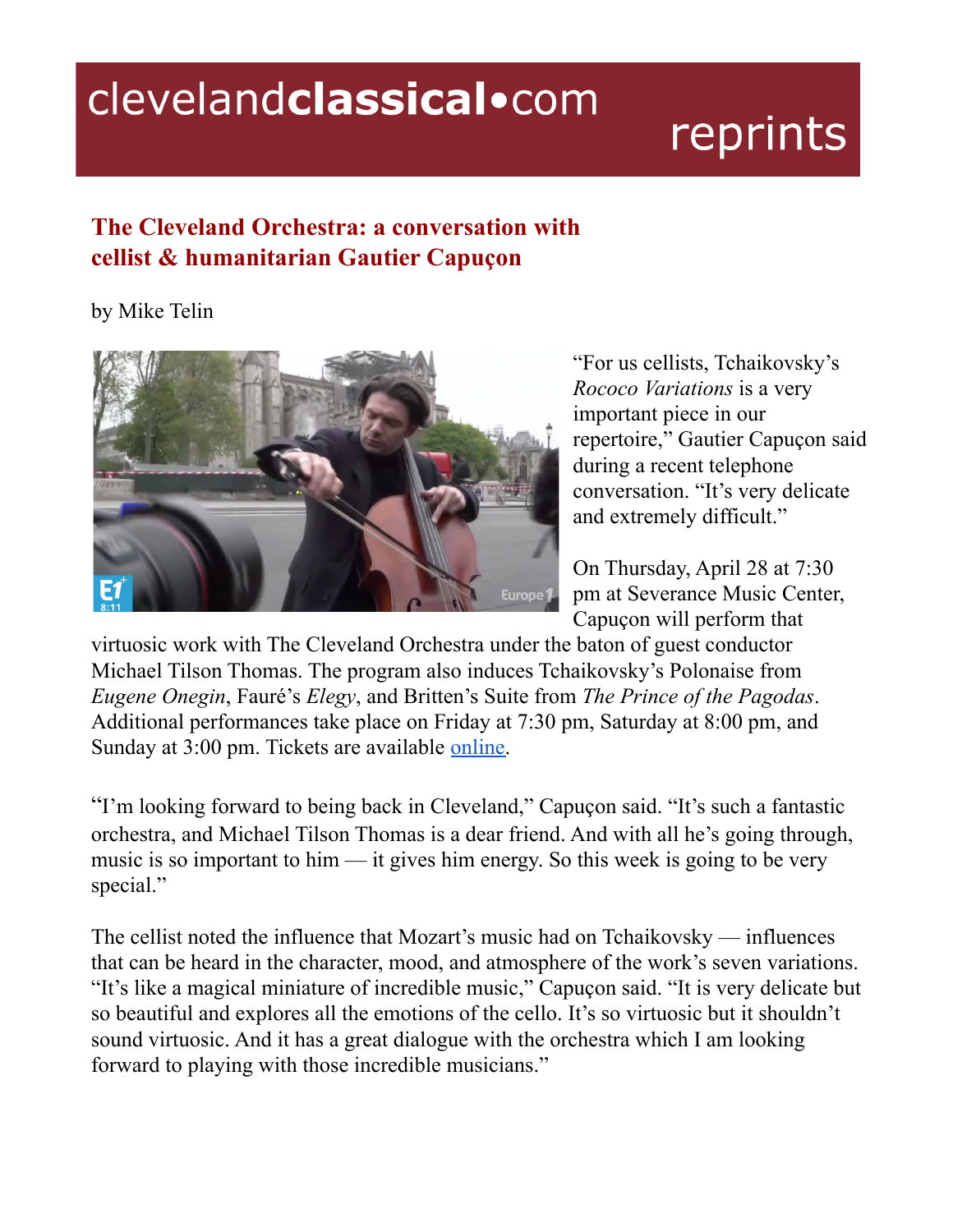clevelandclassical•com reprints

## The Cleveland Orchestra: a conversation with cellist & humanitarian Gautier Capuçon

by Mike Telin

"For us cellists, Tchaikovsky's *Rococo Variations* is a very important piece in our repertoire," Gautier Capuçon said during a recent telephone conversation. "It's very delicate and extremely difficult."

On Thursday, April 28 at 7:30 pm at Severance Music Center, Capuçon will perform that virtuosic work with The Cleveland Orchestra under the baton of guest conductor Michael Tilson Thomas. The program also induces Tchaikovsky's Polonaise from *Eugene Onegin*, Fauré's *Elegy*, and Britten's Suite from *The Prince of the Pagodas*. Additional performances take place on Friday at 7:30 pm, Saturday at 8:00 pm, and Sunday at 3:00 pm. Tickets are available online.

"I'm looking forward to being back in Cleveland," Capuçon said. "It's such a fantastic orchestra, and Michael Tilson Thomas is a dear friend. And with all he's going through, music is so important to him — it gives him energy. So this week is going to be very special."

The cellist noted the influence that Mozart's music had on Tchaikovsky — influences that can be heard in the character, mood, and atmosphere of the work's seven variations. "It's like a magical miniature of incredible music," Capuçon said. "It is very delicate but so beautiful and explores all the emotions of the cello. It's so virtuosic but it shouldn't sound virtuosic. And it has a great dialogue with the orchestra which I am looking forward to playing with those incredible musicians."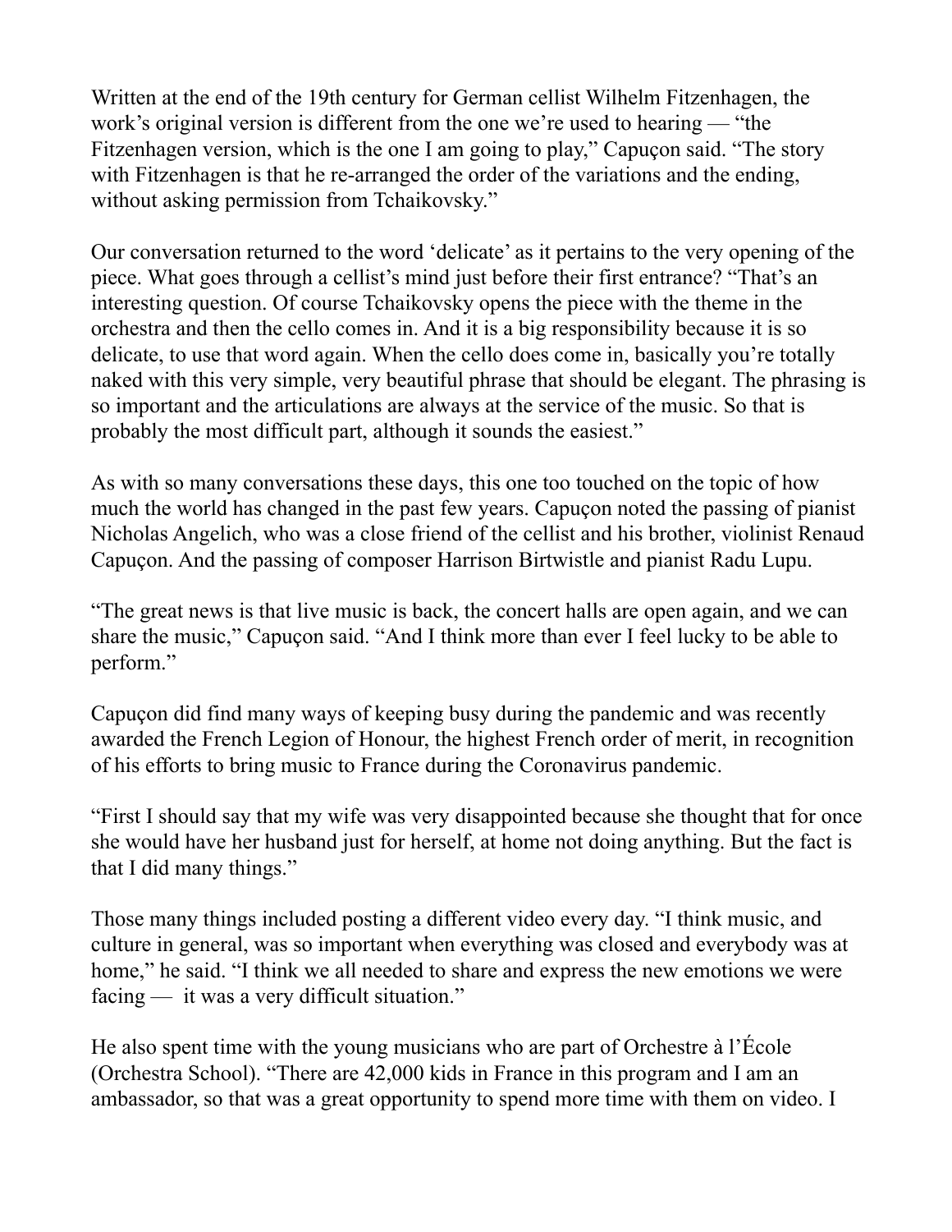Written at the end of the 19th century for German cellist Wilhelm Fitzenhagen, the work's original version is different from the one we're used to hearing — "the Fitzenhagen version, which is the one I am going to play," Capuçon said. "The story with Fitzenhagen is that he re-arranged the order of the variations and the ending, without asking permission from Tchaikovsky."

Our conversation returned to the word 'delicate' as it pertains to the very opening of the piece. What goes through a cellist's mind just before their first entrance? "That's an interesting question. Of course Tchaikovsky opens the piece with the theme in the orchestra and then the cello comes in. And it is a big responsibility because it is so delicate, to use that word again. When the cello does come in, basically you're totally naked with this very simple, very beautiful phrase that should be elegant. The phrasing is so important and the articulations are always at the service of the music. So that is probably the most difficult part, although it sounds the easiest."

As with so many conversations these days, this one too touched on the topic of how much the world has changed in the past few years. Capuçon noted the passing of pianist Nicholas Angelich, who was a close friend of the cellist and his brother, violinist Renaud Capuçon. And the passing of composer Harrison Birtwistle and pianist Radu Lupu.

"The great news is that live music is back, the concert halls are open again, and we can share the music," Capuçon said. "And I think more than ever I feel lucky to be able to perform."

Capuçon did find many ways of keeping busy during the pandemic and was recently awarded the French Legion of Honour, the highest French order of merit, in recognition of his efforts to bring music to France during the Coronavirus pandemic.

"First I should say that my wife was very disappointed because she thought that for once she would have her husband just for herself, at home not doing anything. But the fact is that I did many things."

Those many things included posting a different video every day. "I think music, and culture in general, was so important when everything was closed and everybody was at home," he said. "I think we all needed to share and express the new emotions we were facing — it was a very difficult situation."

He also spent time with the young musicians who are part of Orchestre à l'École (Orchestra School). "There are 42,000 kids in France in this program and I am an ambassador, so that was a great opportunity to spend more time with them on video. I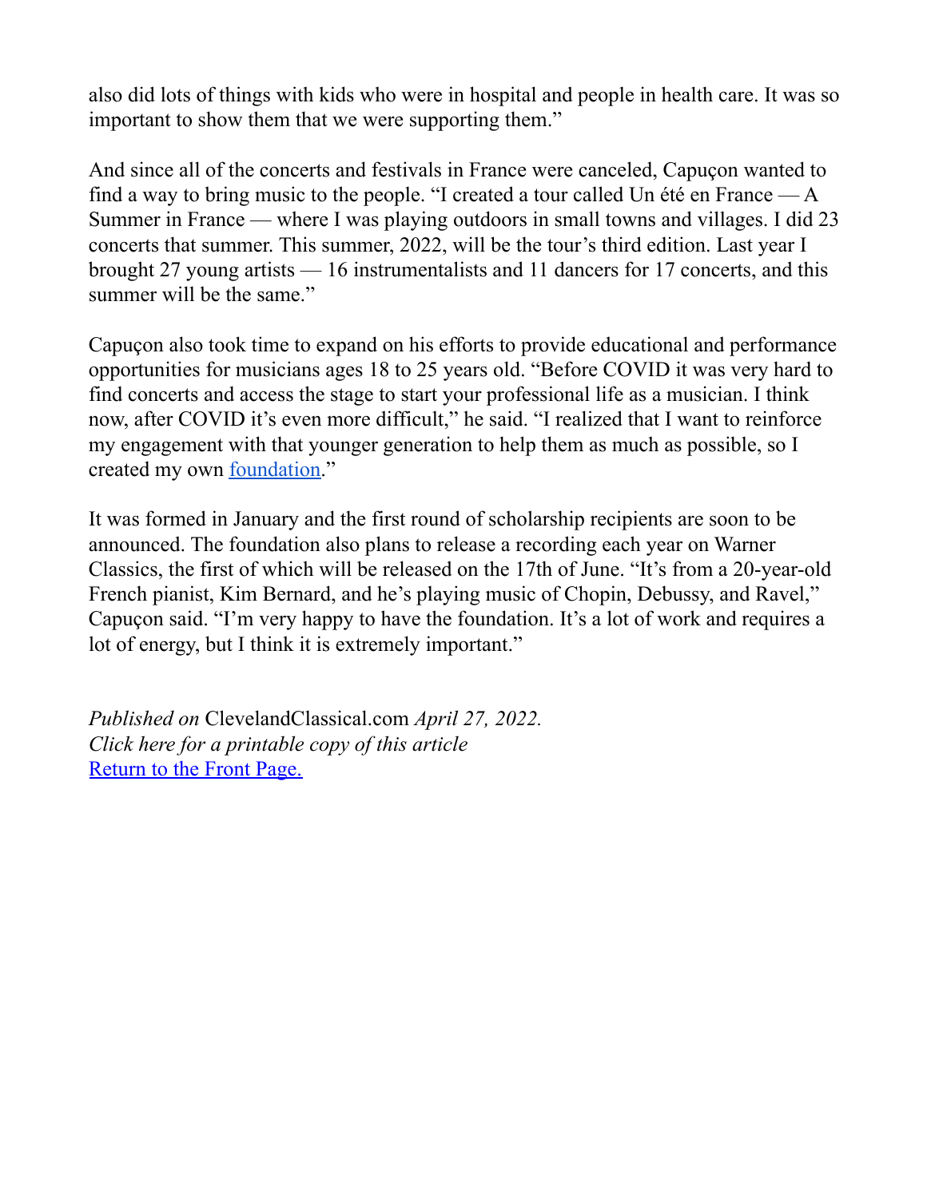also did lots of things with kids who were in hospital and people in health care. It was so important to show them that we were supporting them."

And since all of the concerts and festivals in France were canceled, Capuçon wanted to find a way to bring music to the people. "I created a tour called Un été en France — A Summer in France — where I was playing outdoors in small towns and villages. I did 23 concerts that summer. This summer, 2022, will be the tour's third edition. Last year I brought 27 young artists — 16 instrumentalists and 11 dancers for 17 concerts, and this summer will be the same."

Capuçon also took time to expand on his efforts to provide educational and performance opportunities for musicians ages 18 to 25 years old. "Before COVID it was very hard to find concerts and access the stage to start your professional life as a musician. I think now, after COVID it's even more difficult," he said. "I realized that I want to reinforce my engagement with that younger generation to help them as much as possible, so I created my own foundation."

It was formed in January and the first round of scholarship recipients are soon to be announced. The foundation also plans to release a recording each year on Warner Classics, the first of which will be released on the 17th of June. "It's from a 20-year-old French pianist, Kim Bernard, and he's playing music of Chopin, Debussy, and Ravel," Capuçon said. "I'm very happy to have the foundation. It's a lot of work and requires a lot of energy, but I think it is extremely important."

*Published on* ClevelandClassical.com *April 27, 2022.*
*Click here for a printable copy of this article*
Return to the Front Page.